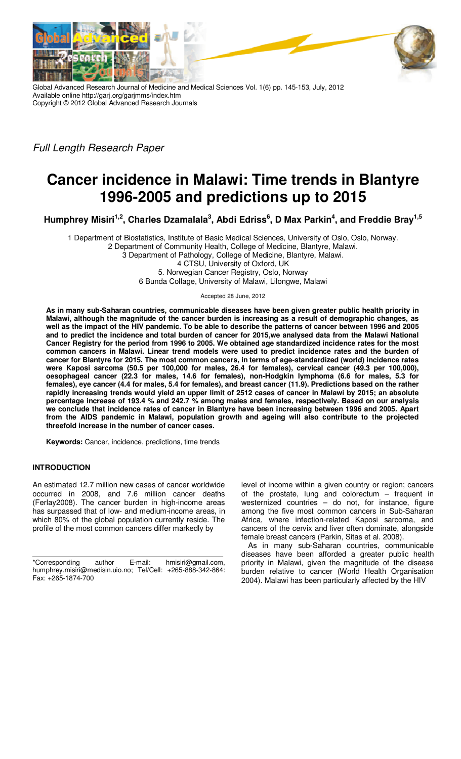Global Advanced Research Journal of Medicine and Medical Sciences Vol. 1(6) pp. 145-153, July, 2012
Available online http://garj.org/garjmms/index.htm
Copyright © 2012 Global Advanced Research Journals

*Full Length Research Paper*

# Cancer incidence in Malawi: Time trends in Blantyre 1996-2005 and predictions up to 2015

**Humphrey Misiri[1,2], Charles Dzamalala[3], Abdi Edriss[6], D Max Parkin[4], and Freddie Bray[1,5]**

1 Department of Biostatistics, Institute of Basic Medical Sciences, University of Oslo, Oslo, Norway.
2 Department of Community Health, College of Medicine, Blantyre, Malawi.
3 Department of Pathology, College of Medicine, Blantyre, Malawi.
4 CTSU, University of Oxford, UK
5. Norwegian Cancer Registry, Oslo, Norway
6 Bunda Collage, University of Malawi, Lilongwe, Malawi

Accepted 28 June, 2012

**As in many sub-Saharan countries, communicable diseases have been given greater public health priority in Malawi, although the magnitude of the cancer burden is increasing as a result of demographic changes, as well as the impact of the HIV pandemic. To be able to describe the patterns of cancer between 1996 and 2005 and to predict the incidence and total burden of cancer for 2015,we analysed data from the Malawi National Cancer Registry for the period from 1996 to 2005. We obtained age standardized incidence rates for the most common cancers in Malawi. Linear trend models were used to predict incidence rates and the burden of cancer for Blantyre for 2015. The most common cancers, in terms of age-standardized (world) incidence rates were Kaposi sarcoma (50.5 per 100,000 for males, 26.4 for females), cervical cancer (49.3 per 100,000), oesophageal cancer (22.3 for males, 14.6 for females), non-Hodgkin lymphoma (6.6 for males, 5.3 for females), eye cancer (4.4 for males, 5.4 for females), and breast cancer (11.9). Predictions based on the rather rapidly increasing trends would yield an upper limit of 2512 cases of cancer in Malawi by 2015; an absolute percentage increase of 193.4 % and 242.7 % among males and females, respectively. Based on our analysis we conclude that incidence rates of cancer in Blantyre have been increasing between 1996 and 2005. Apart from the AIDS pandemic in Malawi, population growth and ageing will also contribute to the projected threefold increase in the number of cancer cases.**

**Keywords:** Cancer, incidence, predictions, time trends

## INTRODUCTION

An estimated 12.7 million new cases of cancer worldwide occurred in 2008, and 7.6 million cancer deaths (Ferlay2008). The cancer burden in high-income areas has surpassed that of low- and medium-income areas, in which 80% of the global population currently reside. The profile of the most common cancers differ markedly by level of income within a given country or region; cancers of the prostate, lung and colorectum – frequent in westernized countries – do not, for instance, figure among the five most common cancers in Sub-Saharan Africa, where infection-related Kaposi sarcoma, and cancers of the cervix and liver often dominate, alongside female breast cancers (Parkin, Sitas et al. 2008).

As in many sub-Saharan countries, communicable diseases have been afforded a greater public health priority in Malawi, given the magnitude of the disease burden relative to cancer (World Health Organisation 2004). Malawi has been particularly affected by the HIV

*Corresponding author E-mail: hmisiri@gmail.com, humphrey.misiri@medisin.uio.no; Tel/Cell: +265-888-342-864: Fax: +265-1874-700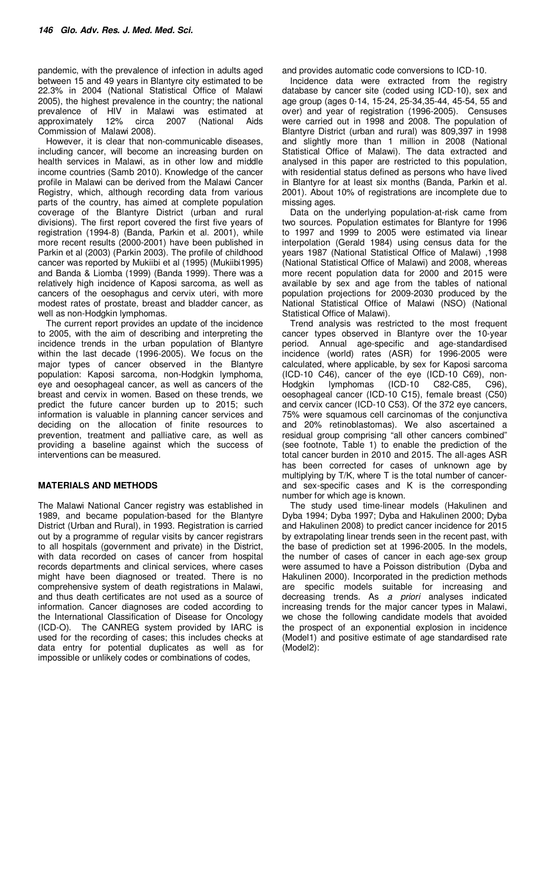pandemic, with the prevalence of infection in adults aged between 15 and 49 years in Blantyre city estimated to be 22.3% in 2004 (National Statistical Office of Malawi 2005), the highest prevalence in the country; the national prevalence of HIV in Malawi was estimated at approximately 12% circa 2007 (National Aids Commission of Malawi 2008).

However, it is clear that non-communicable diseases, including cancer, will become an increasing burden on health services in Malawi, as in other low and middle income countries (Samb 2010). Knowledge of the cancer profile in Malawi can be derived from the Malawi Cancer Registry, which, although recording data from various parts of the country, has aimed at complete population coverage of the Blantyre District (urban and rural divisions). The first report covered the first five years of registration (1994-8) (Banda, Parkin et al. 2001), while more recent results (2000-2001) have been published in Parkin et al (2003) (Parkin 2003). The profile of childhood cancer was reported by Mukiibi et al (1995) (Mukiibi1995) and Banda & Liomba (1999) (Banda 1999). There was a relatively high incidence of Kaposi sarcoma, as well as cancers of the oesophagus and cervix uteri, with more modest rates of prostate, breast and bladder cancer, as well as non-Hodgkin lymphomas.

The current report provides an update of the incidence to 2005, with the aim of describing and interpreting the incidence trends in the urban population of Blantyre within the last decade (1996-2005). We focus on the major types of cancer observed in the Blantyre population: Kaposi sarcoma, non-Hodgkin lymphoma, eye and oesophageal cancer, as well as cancers of the breast and cervix in women. Based on these trends, we predict the future cancer burden up to 2015; such information is valuable in planning cancer services and deciding on the allocation of finite resources to prevention, treatment and palliative care, as well as providing a baseline against which the success of interventions can be measured.

## MATERIALS AND METHODS

The Malawi National Cancer registry was established in 1989, and became population-based for the Blantyre District (Urban and Rural), in 1993. Registration is carried out by a programme of regular visits by cancer registrars to all hospitals (government and private) in the District, with data recorded on cases of cancer from hospital records departments and clinical services, where cases might have been diagnosed or treated. There is no comprehensive system of death registrations in Malawi, and thus death certificates are not used as a source of information. Cancer diagnoses are coded according to the International Classification of Disease for Oncology (ICD-O). The CANREG system provided by IARC is used for the recording of cases; this includes checks at data entry for potential duplicates as well as for impossible or unlikely codes or combinations of codes, and provides automatic code conversions to ICD-10.

Incidence data were extracted from the registry database by cancer site (coded using ICD-10), sex and age group (ages 0-14, 15-24, 25-34,35-44, 45-54, 55 and over) and year of registration (1996-2005). Censuses were carried out in 1998 and 2008. The population of Blantyre District (urban and rural) was 809,397 in 1998 and slightly more than 1 million in 2008 (National Statistical Office of Malawi). The data extracted and analysed in this paper are restricted to this population, with residential status defined as persons who have lived in Blantyre for at least six months (Banda, Parkin et al. 2001). About 10% of registrations are incomplete due to missing ages.

Data on the underlying population-at-risk came from two sources. Population estimates for Blantyre for 1996 to 1997 and 1999 to 2005 were estimated via linear interpolation (Gerald 1984) using census data for the years 1987 (National Statistical Office of Malawi) ,1998 (National Statistical Office of Malawi) and 2008, whereas more recent population data for 2000 and 2015 were available by sex and age from the tables of national population projections for 2009-2030 produced by the National Statistical Office of Malawi (NSO) (National Statistical Office of Malawi).

Trend analysis was restricted to the most frequent cancer types observed in Blantyre over the 10-year period. Annual age-specific and age-standardised incidence (world) rates (ASR) for 1996-2005 were calculated, where applicable, by sex for Kaposi sarcoma (ICD-10 C46), cancer of the eye (ICD-10 C69), non-Hodgkin lymphomas (ICD-10 C82-C85, C96), oesophageal cancer (ICD-10 C15), female breast (C50) and cervix cancer (ICD-10 C53). Of the 372 eye cancers, 75% were squamous cell carcinomas of the conjunctiva and 20% retinoblastomas). We also ascertained a residual group comprising "all other cancers combined" (see footnote, Table 1) to enable the prediction of the total cancer burden in 2010 and 2015. The all-ages ASR has been corrected for cases of unknown age by multiplying by T/K, where T is the total number of cancer- and sex-specific cases and K is the corresponding number for which age is known.

The study used time-linear models (Hakulinen and Dyba 1994; Dyba 1997; Dyba and Hakulinen 2000; Dyba and Hakulinen 2008) to predict cancer incidence for 2015 by extrapolating linear trends seen in the recent past, with the base of prediction set at 1996-2005. In the models, the number of cases of cancer in each age-sex group were assumed to have a Poisson distribution (Dyba and Hakulinen 2000). Incorporated in the prediction methods are specific models suitable for increasing and decreasing trends. As *a priori* analyses indicated increasing trends for the major cancer types in Malawi, we chose the following candidate models that avoided the prospect of an exponential explosion in incidence (Model1) and positive estimate of age standardised rate (Model2):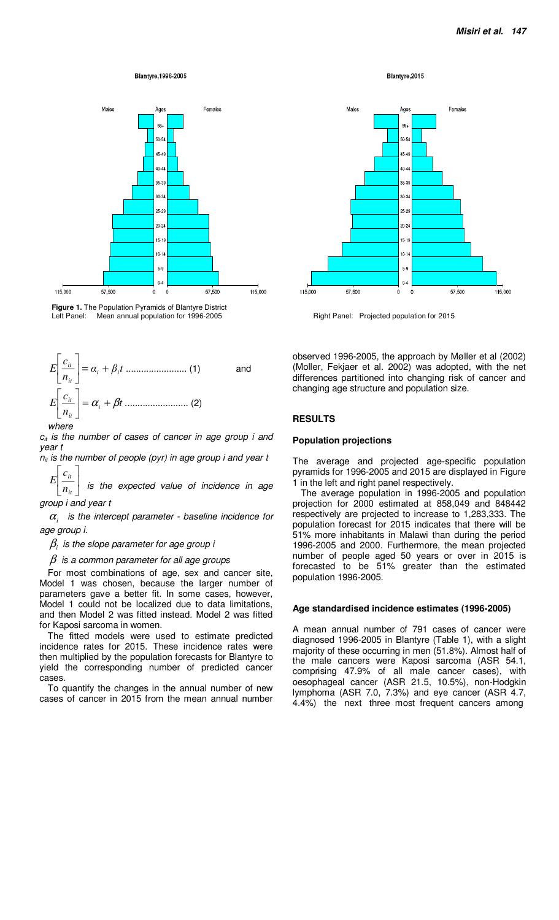**Figure 1.** The Population Pyramids of Blantyre District
Left Panel: Mean annual population for 1996-2005

Right Panel: Projected population for 2015

$$E\left[\frac{c_{it}}{n_{it}}\right] = \alpha_i + \beta_i t \text{ ........................ (1)} \quad \text{and}$$

$$E\left[\frac{c_{it}}{n_{it}}\right] = \alpha_i + \beta t \text{ ........................ (2)}$$

*where*

*$c_{it}$ is the number of cases of cancer in age group i and year t*

*$n_{it}$ is the number of people (pyr) in age group i and year t*

*$E\left[\frac{c_{it}}{n_{it}}\right]$ is the expected value of incidence in age group i and year t*

*$\alpha_i$ is the intercept parameter - baseline incidence for age group i.*

*$\beta_i$ is the slope parameter for age group i*

*$\beta$ is a common parameter for all age groups*

For most combinations of age, sex and cancer site, Model 1 was chosen, because the larger number of parameters gave a better fit. In some cases, however, Model 1 could not be localized due to data limitations, and then Model 2 was fitted instead. Model 2 was fitted for Kaposi sarcoma in women.

The fitted models were used to estimate predicted incidence rates for 2015. These incidence rates were then multiplied by the population forecasts for Blantyre to yield the corresponding number of predicted cancer cases.

To quantify the changes in the annual number of new cases of cancer in 2015 from the mean annual number observed 1996-2005, the approach by Møller et al (2002) (Moller, Fekjaer et al. 2002) was adopted, with the net differences partitioned into changing risk of cancer and changing age structure and population size.

## RESULTS

### Population projections

The average and projected age-specific population pyramids for 1996-2005 and 2015 are displayed in Figure 1 in the left and right panel respectively.

The average population in 1996-2005 and population projection for 2000 estimated at 858,049 and 848442 respectively are projected to increase to 1,283,333. The population forecast for 2015 indicates that there will be 51% more inhabitants in Malawi than during the period 1996-2005 and 2000. Furthermore, the mean projected number of people aged 50 years or over in 2015 is forecasted to be 51% greater than the estimated population 1996-2005.

### Age standardised incidence estimates (1996-2005)

A mean annual number of 791 cases of cancer were diagnosed 1996-2005 in Blantyre (Table 1), with a slight majority of these occurring in men (51.8%). Almost half of the male cancers were Kaposi sarcoma (ASR 54.1, comprising 47.9% of all male cancer cases), with oesophageal cancer (ASR 21.5, 10.5%), non-Hodgkin lymphoma (ASR 7.0, 7.3%) and eye cancer (ASR 4.7, 4.4%) the next three most frequent cancers among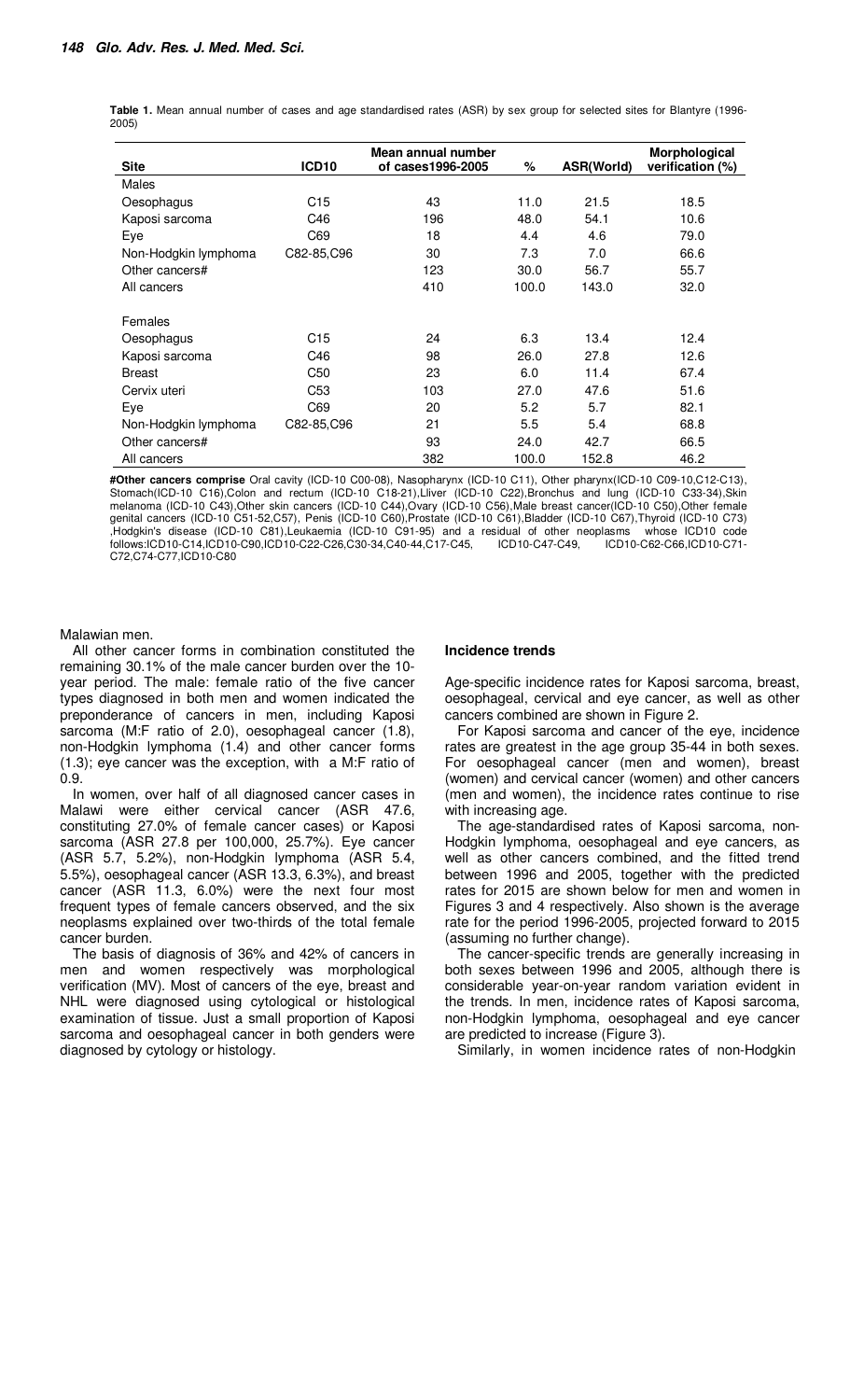**Table 1.** Mean annual number of cases and age standardised rates (ASR) by sex group for selected sites for Blantyre (1996-2005)

| Site | ICD10 | Mean annual number of cases1996-2005 | % | ASR(World) | Morphological verification (%) |
|---|---|---|---|---|---|
| Males | | | | | |
| Oesophagus | C15 | 43 | 11.0 | 21.5 | 18.5 |
| Kaposi sarcoma | C46 | 196 | 48.0 | 54.1 | 10.6 |
| Eye | C69 | 18 | 4.4 | 4.6 | 79.0 |
| Non-Hodgkin lymphoma | C82-85,C96 | 30 | 7.3 | 7.0 | 66.6 |
| Other cancers# | | 123 | 30.0 | 56.7 | 55.7 |
| All cancers | | 410 | 100.0 | 143.0 | 32.0 |
| Females | | | | | |
| Oesophagus | C15 | 24 | 6.3 | 13.4 | 12.4 |
| Kaposi sarcoma | C46 | 98 | 26.0 | 27.8 | 12.6 |
| Breast | C50 | 23 | 6.0 | 11.4 | 67.4 |
| Cervix uteri | C53 | 103 | 27.0 | 47.6 | 51.6 |
| Eye | C69 | 20 | 5.2 | 5.7 | 82.1 |
| Non-Hodgkin lymphoma | C82-85,C96 | 21 | 5.5 | 5.4 | 68.8 |
| Other cancers# | | 93 | 24.0 | 42.7 | 66.5 |
| All cancers | | 382 | 100.0 | 152.8 | 46.2 |

**#Other cancers comprise** Oral cavity (ICD-10 C00-08), Nasopharynx (ICD-10 C11), Other pharynx(ICD-10 C09-10,C12-C13), Stomach(ICD-10 C16),Colon and rectum (ICD-10 C18-21),Lliver (ICD-10 C22),Bronchus and lung (ICD-10 C33-34),Skin melanoma (ICD-10 C43),Other skin cancers (ICD-10 C44),Ovary (ICD-10 C56),Male breast cancer(ICD-10 C50),Other female genital cancers (ICD-10 C51-52,C57), Penis (ICD-10 C60),Prostate (ICD-10 C61),Bladder (ICD-10 C67),Thyroid (ICD-10 C73) ,Hodgkin's disease (ICD-10 C81),Leukaemia (ICD-10 C91-95) and a residual of other neoplasms whose ICD10 code follows:ICD10-C14,ICD10-C90,ICD10-C22-C26,C30-34,C40-44,C17-C45, ICD10-C47-C49, ICD10-C62-C66,ICD10-C71-C72,C74-C77,ICD10-C80

Malawian men.

All other cancer forms in combination constituted the remaining 30.1% of the male cancer burden over the 10-year period. The male: female ratio of the five cancer types diagnosed in both men and women indicated the preponderance of cancers in men, including Kaposi sarcoma (M:F ratio of 2.0), oesophageal cancer (1.8), non-Hodgkin lymphoma (1.4) and other cancer forms (1.3); eye cancer was the exception, with a M:F ratio of 0.9.

In women, over half of all diagnosed cancer cases in Malawi were either cervical cancer (ASR 47.6, constituting 27.0% of female cancer cases) or Kaposi sarcoma (ASR 27.8 per 100,000, 25.7%). Eye cancer (ASR 5.7, 5.2%), non-Hodgkin lymphoma (ASR 5.4, 5.5%), oesophageal cancer (ASR 13.3, 6.3%), and breast cancer (ASR 11.3, 6.0%) were the next four most frequent types of female cancers observed, and the six neoplasms explained over two-thirds of the total female cancer burden.

The basis of diagnosis of 36% and 42% of cancers in men and women respectively was morphological verification (MV). Most of cancers of the eye, breast and NHL were diagnosed using cytological or histological examination of tissue. Just a small proportion of Kaposi sarcoma and oesophageal cancer in both genders were diagnosed by cytology or histology.

### Incidence trends

Age-specific incidence rates for Kaposi sarcoma, breast, oesophageal, cervical and eye cancer, as well as other cancers combined are shown in Figure 2.

For Kaposi sarcoma and cancer of the eye, incidence rates are greatest in the age group 35-44 in both sexes. For oesophageal cancer (men and women), breast (women) and cervical cancer (women) and other cancers (men and women), the incidence rates continue to rise with increasing age.

The age-standardised rates of Kaposi sarcoma, non-Hodgkin lymphoma, oesophageal and eye cancers, as well as other cancers combined, and the fitted trend between 1996 and 2005, together with the predicted rates for 2015 are shown below for men and women in Figures 3 and 4 respectively. Also shown is the average rate for the period 1996-2005, projected forward to 2015 (assuming no further change).

The cancer-specific trends are generally increasing in both sexes between 1996 and 2005, although there is considerable year-on-year random variation evident in the trends. In men, incidence rates of Kaposi sarcoma, non-Hodgkin lymphoma, oesophageal and eye cancer are predicted to increase (Figure 3).

Similarly, in women incidence rates of non-Hodgkin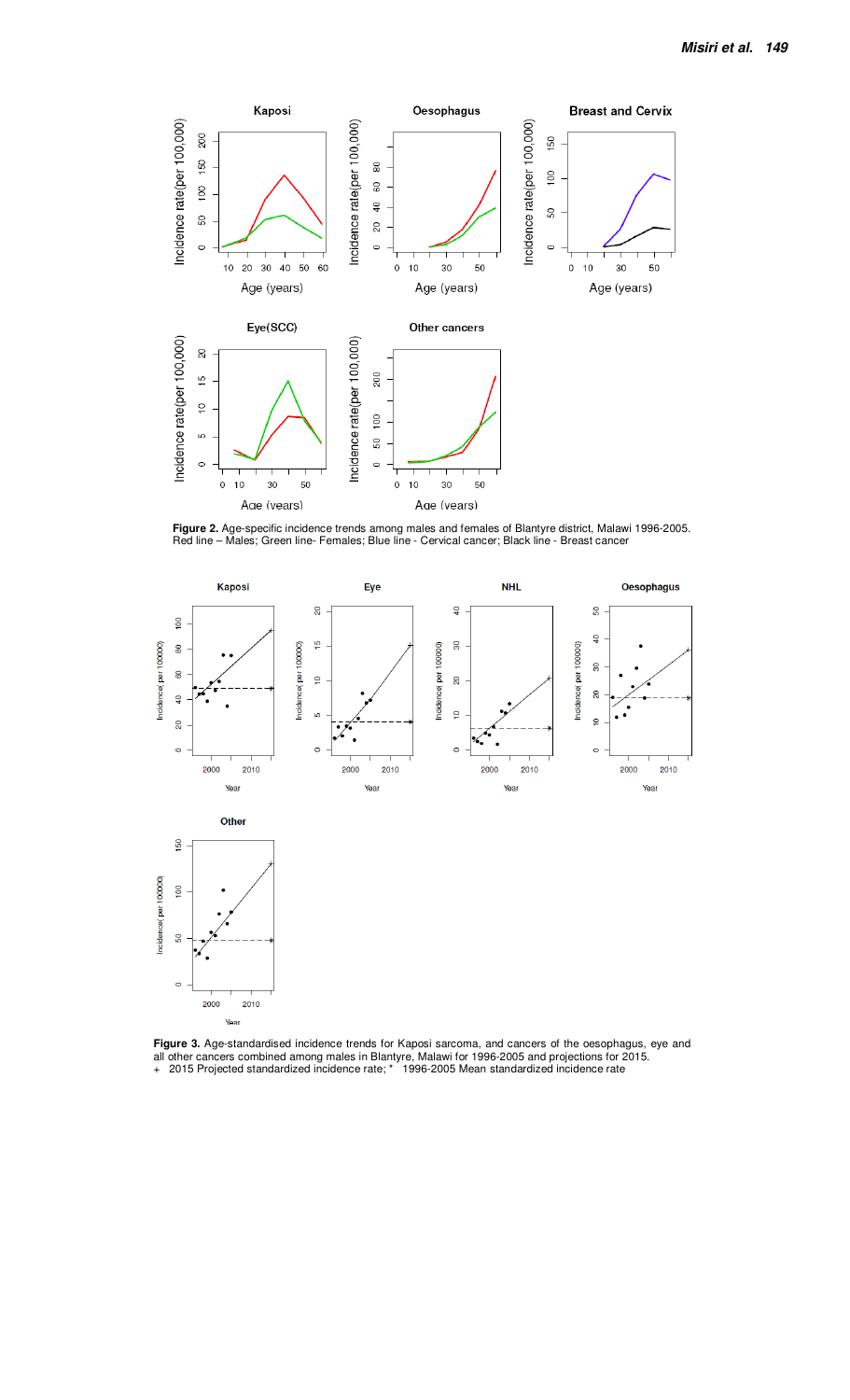**Figure 2.** Age-specific incidence trends among males and females of Blantyre district, Malawi 1996-2005. Red line – Males; Green line- Females; Blue line - Cervical cancer; Black line - Breast cancer

**Figure 3.** Age-standardised incidence trends for Kaposi sarcoma, and cancers of the oesophagus, eye and all other cancers combined among males in Blantyre, Malawi for 1996-2005 and projections for 2015.
\+ 2015 Projected standardized incidence rate; * 1996-2005 Mean standardized incidence rate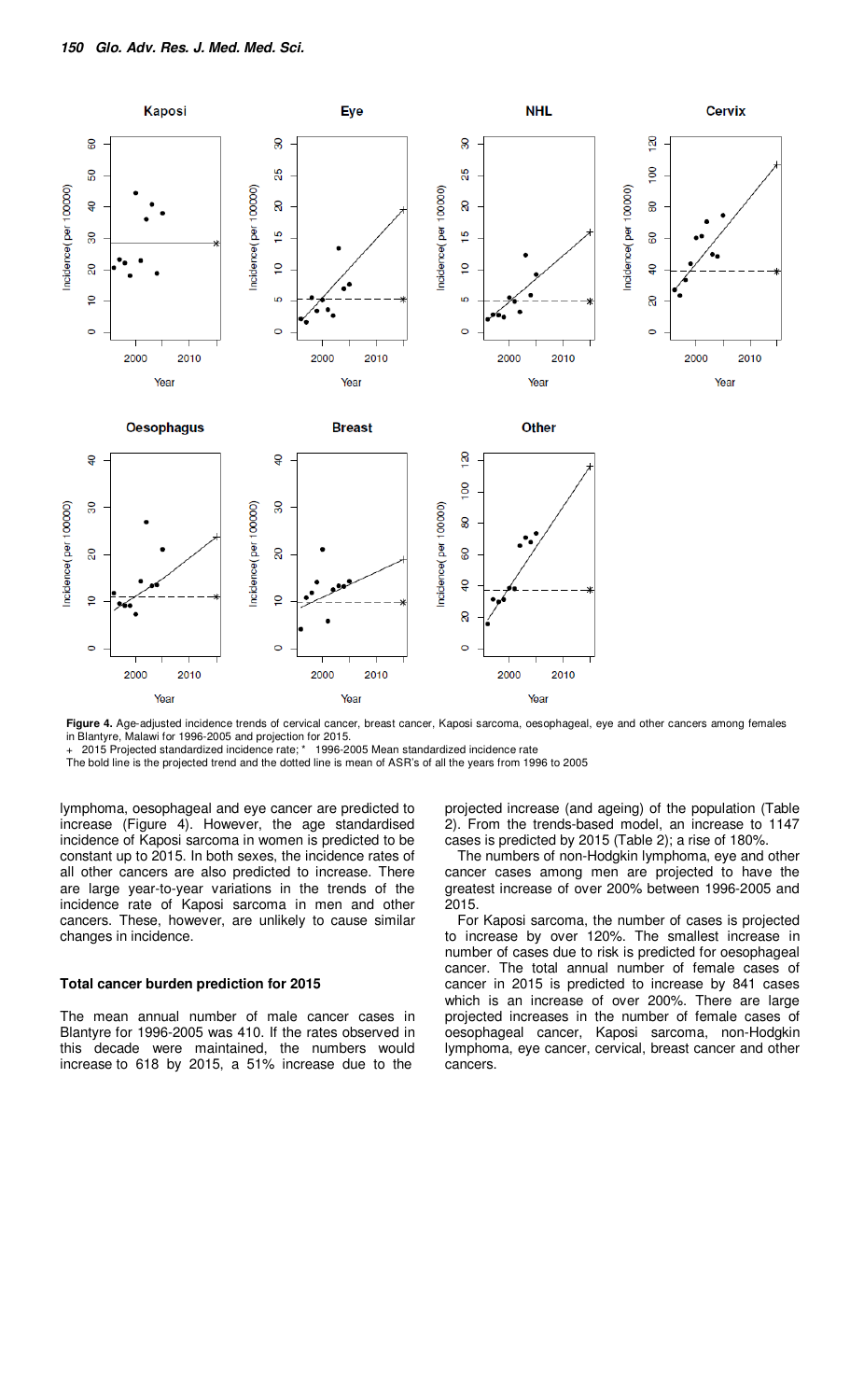**Figure 4.** Age-adjusted incidence trends of cervical cancer, breast cancer, Kaposi sarcoma, oesophageal, eye and other cancers among females in Blantyre, Malawi for 1996-2005 and projection for 2015.

+ 2015 Projected standardized incidence rate; * 1996-2005 Mean standardized incidence rate

The bold line is the projected trend and the dotted line is mean of ASR's of all the years from 1996 to 2005

lymphoma, oesophageal and eye cancer are predicted to increase (Figure 4). However, the age standardised incidence of Kaposi sarcoma in women is predicted to be constant up to 2015. In both sexes, the incidence rates of all other cancers are also predicted to increase. There are large year-to-year variations in the trends of the incidence rate of Kaposi sarcoma in men and other cancers. These, however, are unlikely to cause similar changes in incidence.

### Total cancer burden prediction for 2015

The mean annual number of male cancer cases in Blantyre for 1996-2005 was 410. If the rates observed in this decade were maintained, the numbers would increase to 618 by 2015, a 51% increase due to the projected increase (and ageing) of the population (Table 2). From the trends-based model, an increase to 1147 cases is predicted by 2015 (Table 2); a rise of 180%.

The numbers of non-Hodgkin lymphoma, eye and other cancer cases among men are projected to have the greatest increase of over 200% between 1996-2005 and 2015.

For Kaposi sarcoma, the number of cases is projected to increase by over 120%. The smallest increase in number of cases due to risk is predicted for oesophageal cancer. The total annual number of female cases of cancer in 2015 is predicted to increase by 841 cases which is an increase of over 200%. There are large projected increases in the number of female cases of oesophageal cancer, Kaposi sarcoma, non-Hodgkin lymphoma, eye cancer, cervical, breast cancer and other cancers.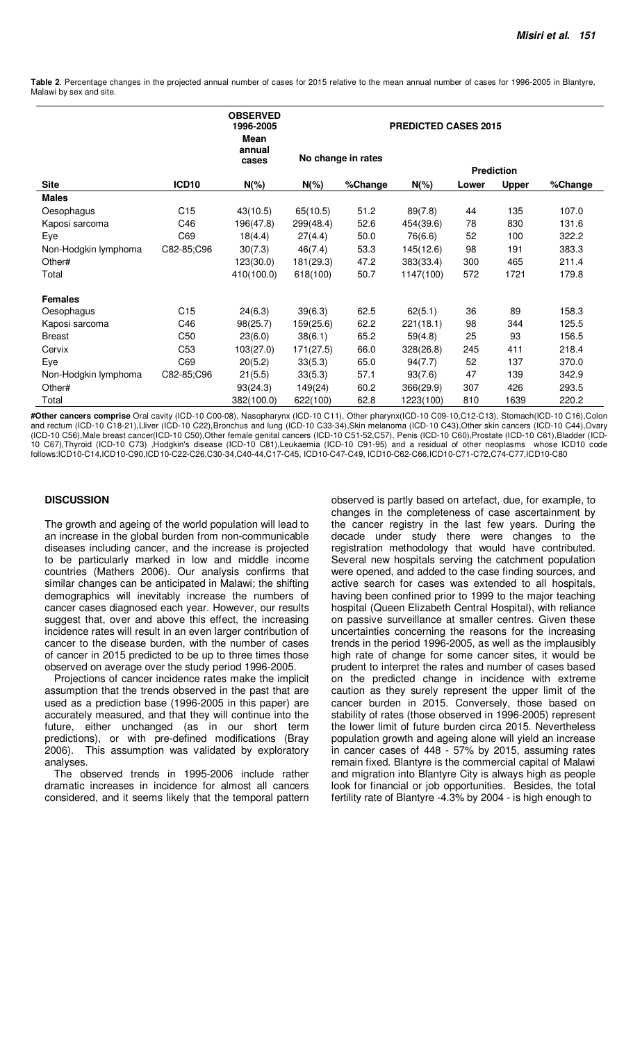**Table 2**. Percentage changes in the projected annual number of cases for 2015 relative to the mean annual number of cases for 1996-2005 in Blantyre, Malawi by sex and site.

| | | OBSERVED 1996-2005 Mean annual cases | PREDICTED CASES 2015 | | | | | |
|---|---|---|---|---|---|---|---|---|
| | | | No change in rates | | | Prediction | | |
| **Site** | **ICD10** | **N(%)** | **N(%)** | **%Change** | **N(%)** | **Lower** | **Upper** | **%Change** |
| **Males** | | | | | | | | |
| Oesophagus | C15 | 43(10.5) | 65(10.5) | 51.2 | 89(7.8) | 44 | 135 | 107.0 |
| Kaposi sarcoma | C46 | 196(47.8) | 299(48.4) | 52.6 | 454(39.6) | 78 | 830 | 131.6 |
| Eye | C69 | 18(4.4) | 27(4.4) | 50.0 | 76(6.6) | 52 | 100 | 322.2 |
| Non-Hodgkin lymphoma | C82-85;C96 | 30(7.3) | 46(7.4) | 53.3 | 145(12.6) | 98 | 191 | 383.3 |
| Other# | | 123(30.0) | 181(29.3) | 47.2 | 383(33.4) | 300 | 465 | 211.4 |
| Total | | 410(100.0) | 618(100) | 50.7 | 1147(100) | 572 | 1721 | 179.8 |
| **Females** | | | | | | | | |
| Oesophagus | C15 | 24(6.3) | 39(6.3) | 62.5 | 62(5.1) | 36 | 89 | 158.3 |
| Kaposi sarcoma | C46 | 98(25.7) | 159(25.6) | 62.2 | 221(18.1) | 98 | 344 | 125.5 |
| Breast | C50 | 23(6.0) | 38(6.1) | 65.2 | 59(4.8) | 25 | 93 | 156.5 |
| Cervix | C53 | 103(27.0) | 171(27.5) | 66.0 | 328(26.8) | 245 | 411 | 218.4 |
| Eye | C69 | 20(5.2) | 33(5.3) | 65.0 | 94(7.7) | 52 | 137 | 370.0 |
| Non-Hodgkin lymphoma | C82-85;C96 | 21(5.5) | 33(5.3) | 57.1 | 93(7.6) | 47 | 139 | 342.9 |
| Other# | | 93(24.3) | 149(24) | 60.2 | 366(29.9) | 307 | 426 | 293.5 |
| Total | | 382(100.0) | 622(100) | 62.8 | 1223(100) | 810 | 1639 | 220.2 |

**#Other cancers comprise** Oral cavity (ICD-10 C00-08), Nasopharynx (ICD-10 C11), Other pharynx(ICD-10 C09-10,C12-C13), Stomach(ICD-10 C16),Colon and rectum (ICD-10 C18-21),Lliver (ICD-10 C22),Bronchus and lung (ICD-10 C33-34),Skin melanoma (ICD-10 C43),Other skin cancers (ICD-10 C44),Ovary (ICD-10 C56),Male breast cancer(ICD-10 C50),Other female genital cancers (ICD-10 C51-52,C57), Penis (ICD-10 C60),Prostate (ICD-10 C61),Bladder (ICD-10 C67),Thyroid (ICD-10 C73) ,Hodgkin's disease (ICD-10 C81),Leukaemia (ICD-10 C91-95) and a residual of other neoplasms whose ICD10 code follows:ICD10-C14,ICD10-C90,ICD10-C22-C26,C30-34,C40-44,C17-C45, ICD10-C47-C49, ICD10-C62-C66,ICD10-C71-C72,C74-C77,ICD10-C80

## DISCUSSION

The growth and ageing of the world population will lead to an increase in the global burden from non-communicable diseases including cancer, and the increase is projected to be particularly marked in low and middle income countries (Mathers 2006). Our analysis confirms that similar changes can be anticipated in Malawi; the shifting demographics will inevitably increase the numbers of cancer cases diagnosed each year. However, our results suggest that, over and above this effect, the increasing incidence rates will result in an even larger contribution of cancer to the disease burden, with the number of cases of cancer in 2015 predicted to be up to three times those observed on average over the study period 1996-2005.

Projections of cancer incidence rates make the implicit assumption that the trends observed in the past that are used as a prediction base (1996-2005 in this paper) are accurately measured, and that they will continue into the future, either unchanged (as in our short term predictions), or with pre-defined modifications (Bray 2006). This assumption was validated by exploratory analyses.

The observed trends in 1995-2006 include rather dramatic increases in incidence for almost all cancers considered, and it seems likely that the temporal pattern observed is partly based on artefact, due, for example, to changes in the completeness of case ascertainment by the cancer registry in the last few years. During the decade under study there were changes to the registration methodology that would have contributed. Several new hospitals serving the catchment population were opened, and added to the case finding sources, and active search for cases was extended to all hospitals, having been confined prior to 1999 to the major teaching hospital (Queen Elizabeth Central Hospital), with reliance on passive surveillance at smaller centres. Given these uncertainties concerning the reasons for the increasing trends in the period 1996-2005, as well as the implausibly high rate of change for some cancer sites, it would be prudent to interpret the rates and number of cases based on the predicted change in incidence with extreme caution as they surely represent the upper limit of the cancer burden in 2015. Conversely, those based on stability of rates (those observed in 1996-2005) represent the lower limit of future burden circa 2015. Nevertheless population growth and ageing alone will yield an increase in cancer cases of 448 - 57% by 2015, assuming rates remain fixed. Blantyre is the commercial capital of Malawi and migration into Blantyre City is always high as people look for financial or job opportunities. Besides, the total fertility rate of Blantyre -4.3% by 2004 - is high enough to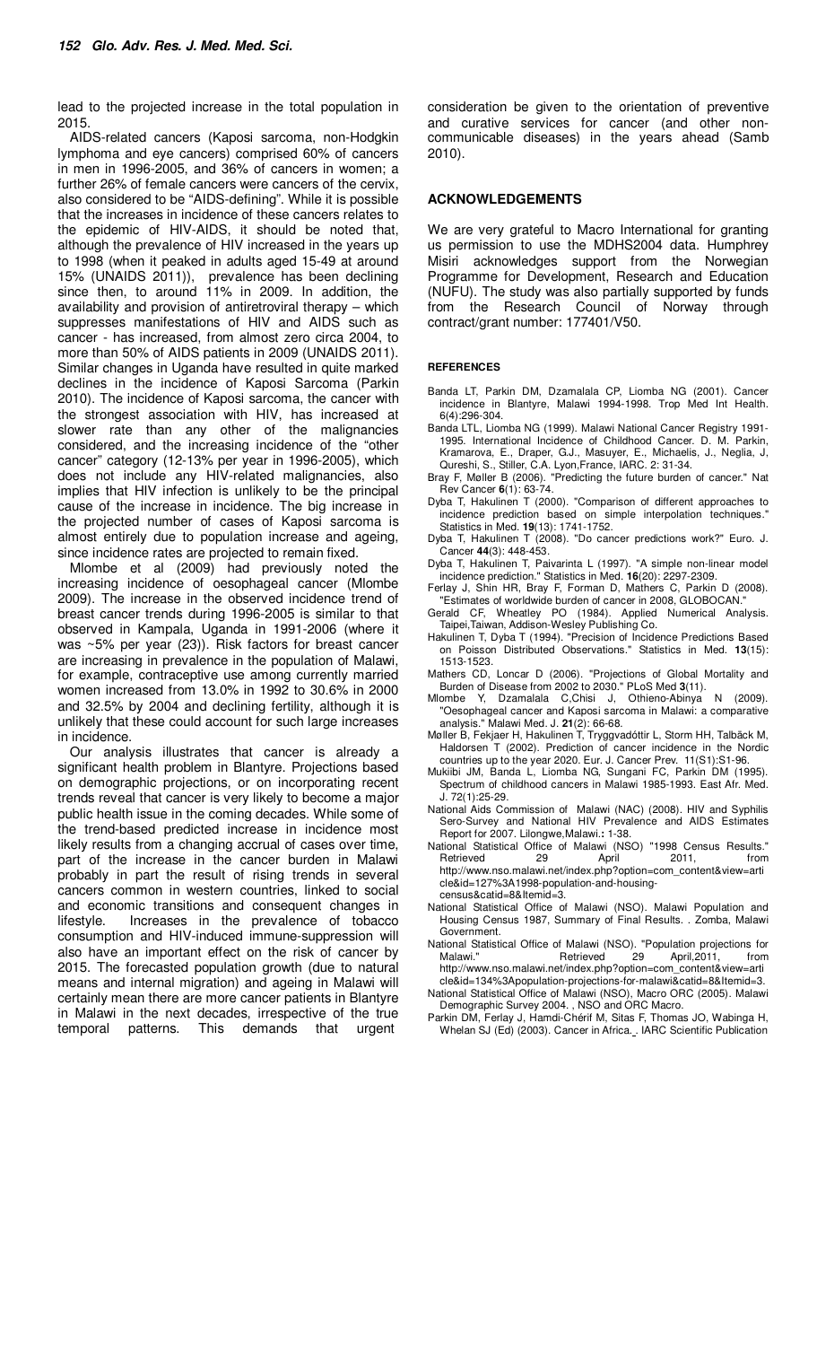lead to the projected increase in the total population in 2015.

AIDS-related cancers (Kaposi sarcoma, non-Hodgkin lymphoma and eye cancers) comprised 60% of cancers in men in 1996-2005, and 36% of cancers in women; a further 26% of female cancers were cancers of the cervix, also considered to be "AIDS-defining". While it is possible that the increases in incidence of these cancers relates to the epidemic of HIV-AIDS, it should be noted that, although the prevalence of HIV increased in the years up to 1998 (when it peaked in adults aged 15-49 at around 15% (UNAIDS 2011)), prevalence has been declining since then, to around 11% in 2009. In addition, the availability and provision of antiretroviral therapy – which suppresses manifestations of HIV and AIDS such as cancer - has increased, from almost zero circa 2004, to more than 50% of AIDS patients in 2009 (UNAIDS 2011). Similar changes in Uganda have resulted in quite marked declines in the incidence of Kaposi Sarcoma (Parkin 2010). The incidence of Kaposi sarcoma, the cancer with the strongest association with HIV, has increased at slower rate than any other of the malignancies considered, and the increasing incidence of the "other cancer" category (12-13% per year in 1996-2005), which does not include any HIV-related malignancies, also implies that HIV infection is unlikely to be the principal cause of the increase in incidence. The big increase in the projected number of cases of Kaposi sarcoma is almost entirely due to population increase and ageing, since incidence rates are projected to remain fixed.

Mlombe et al (2009) had previously noted the increasing incidence of oesophageal cancer (Mlombe 2009). The increase in the observed incidence trend of breast cancer trends during 1996-2005 is similar to that observed in Kampala, Uganda in 1991-2006 (where it was ~5% per year (23)). Risk factors for breast cancer are increasing in prevalence in the population of Malawi, for example, contraceptive use among currently married women increased from 13.0% in 1992 to 30.6% in 2000 and 32.5% by 2004 and declining fertility, although it is unlikely that these could account for such large increases in incidence.

Our analysis illustrates that cancer is already a significant health problem in Blantyre. Projections based on demographic projections, or on incorporating recent trends reveal that cancer is very likely to become a major public health issue in the coming decades. While some of the trend-based predicted increase in incidence most likely results from a changing accrual of cases over time, part of the increase in the cancer burden in Malawi probably in part the result of rising trends in several cancers common in western countries, linked to social and economic transitions and consequent changes in lifestyle. Increases in the prevalence of tobacco consumption and HIV-induced immune-suppression will also have an important effect on the risk of cancer by 2015. The forecasted population growth (due to natural means and internal migration) and ageing in Malawi will certainly mean there are more cancer patients in Blantyre in Malawi in the next decades, irrespective of the true temporal patterns. This demands that urgent consideration be given to the orientation of preventive and curative services for cancer (and other non-communicable diseases) in the years ahead (Samb 2010).

## ACKNOWLEDGEMENTS

We are very grateful to Macro International for granting us permission to use the MDHS2004 data. Humphrey Misiri acknowledges support from the Norwegian Programme for Development, Research and Education (NUFU). The study was also partially supported by funds from the Research Council of Norway through contract/grant number: 177401/V50.

## REFERENCES

Banda LT, Parkin DM, Dzamalala CP, Liomba NG (2001). Cancer incidence in Blantyre, Malawi 1994-1998. Trop Med Int Health. 6(4):296-304.

Banda LTL, Liomba NG (1999). Malawi National Cancer Registry 1991-1995. International Incidence of Childhood Cancer. D. M. Parkin, Kramarova, E., Draper, G.J., Masuyer, E., Michaelis, J., Neglia, J, Qureshi, S., Stiller, C.A. Lyon,France, IARC. **2**: 31-34.

Bray F, Møller B (2006). "Predicting the future burden of cancer." Nat Rev Cancer **6**(1): 63-74.

Dyba T, Hakulinen T (2000). "Comparison of different approaches to incidence prediction based on simple interpolation techniques." Statistics in Med. **19**(13): 1741-1752.

Dyba T, Hakulinen T (2008). "Do cancer predictions work?" Euro. J. Cancer **44**(3): 448-453.

Dyba T, Hakulinen T, Paivarinta L (1997). "A simple non-linear model incidence prediction." Statistics in Med. **16**(20): 2297-2309.

Ferlay J, Shin HR, Bray F, Forman D, Mathers C, Parkin D (2008). "Estimates of worldwide burden of cancer in 2008, GLOBOCAN."

Gerald CF, Wheatley PO (1984). Applied Numerical Analysis. Taipei,Taiwan, Addison-Wesley Publishing Co.

Hakulinen T, Dyba T (1994). "Precision of Incidence Predictions Based on Poisson Distributed Observations." Statistics in Med. **13**(15): 1513-1523.

Mathers CD, Loncar D (2006). "Projections of Global Mortality and Burden of Disease from 2002 to 2030." PLoS Med **3**(11).

Mlombe Y, Dzamalala C,Chisi J, Othieno-Abinya N (2009). "Oesophageal cancer and Kaposi sarcoma in Malawi: a comparative analysis." Malawi Med. J. **21**(2): 66-68.

Møller B, Fekjaer H, Hakulinen T, Tryggvadóttir L, Storm HH, Talbäck M, Haldorsen T (2002). Prediction of cancer incidence in the Nordic countries up to the year 2020. Eur. J. Cancer Prev. 11(S1):S1-96.

Mukiibi JM, Banda L, Liomba NG, Sungani FC, Parkin DM (1995). Spectrum of childhood cancers in Malawi 1985-1993. East Afr. Med. J. 72(1):25-29.

National Aids Commission of Malawi (NAC) (2008). HIV and Syphilis Sero-Survey and National HIV Prevalence and AIDS Estimates Report for 2007. Lilongwe,Malawi.**:** 1-38.

National Statistical Office of Malawi (NSO) "1998 Census Results." Retrieved 29 April 2011, from http://www.nso.malawi.net/index.php?option=com_content&view=article&id=127%3A1998-population-and-housing-census&catid=8&Itemid=3.

National Statistical Office of Malawi (NSO). Malawi Population and Housing Census 1987, Summary of Final Results. . Zomba, Malawi Government.

National Statistical Office of Malawi (NSO). "Population projections for Malawi." Retrieved 29 April,2011, from http://www.nso.malawi.net/index.php?option=com_content&view=article&id=134%3Apopulation-projections-for-malawi&catid=8&Itemid=3.

National Statistical Office of Malawi (NSO), Macro ORC (2005). Malawi Demographic Survey 2004. , NSO and ORC Macro.

Parkin DM, Ferlay J, Hamdi-Chérif M, Sitas F, Thomas JO, Wabinga H, Whelan SJ (Ed) (2003). Cancer in Africa. . IARC Scientific Publication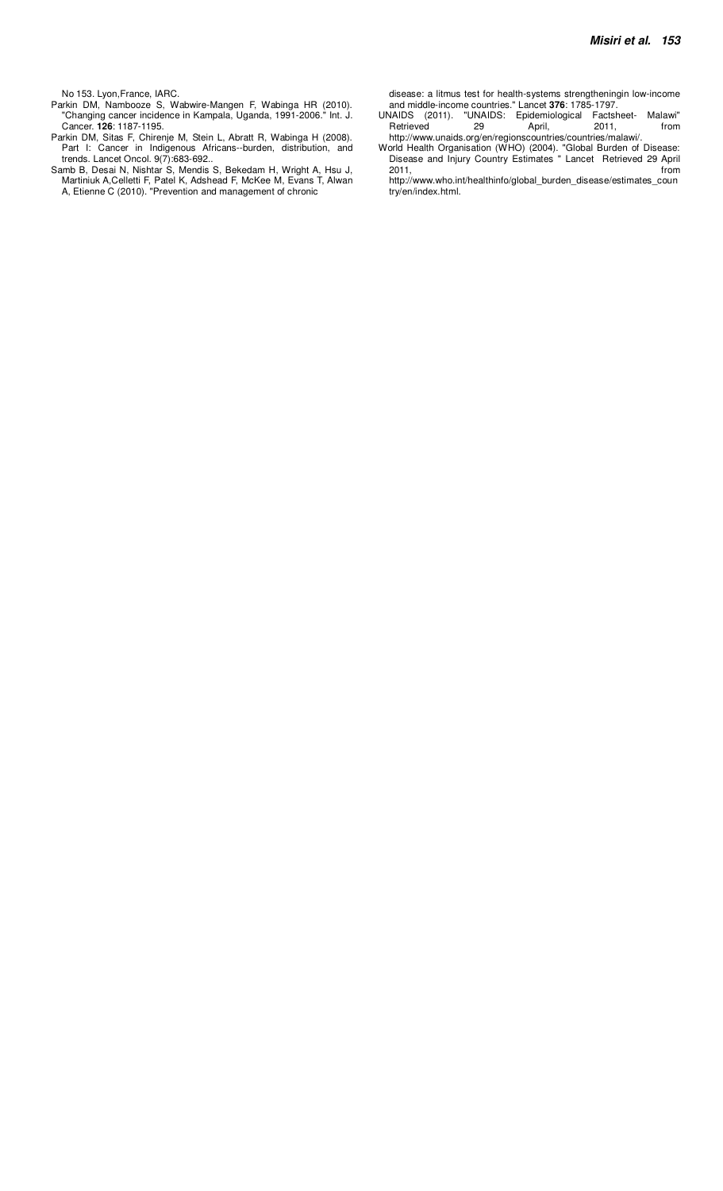No 153. Lyon,France, IARC.

Parkin DM, Nambooze S, Wabwire-Mangen F, Wabinga HR (2010). "Changing cancer incidence in Kampala, Uganda, 1991-2006." Int. J. Cancer. **126**: 1187-1195.

Parkin DM, Sitas F, Chirenje M, Stein L, Abratt R, Wabinga H (2008). Part I: Cancer in Indigenous Africans--burden, distribution, and trends. Lancet Oncol. 9(7):683-692..

Samb B, Desai N, Nishtar S, Mendis S, Bekedam H, Wright A, Hsu J, Martiniuk A,Celletti F, Patel K, Adshead F, McKee M, Evans T, Alwan A, Etienne C (2010). "Prevention and management of chronic disease: a litmus test for health-systems strengtheningin low-income and middle-income countries." Lancet **376**: 1785-1797.

UNAIDS (2011). "UNAIDS: Epidemiological Factsheet- Malawi" Retrieved 29 April, 2011, from http://www.unaids.org/en/regionscountries/countries/malawi/.

World Health Organisation (WHO) (2004). "Global Burden of Disease: Disease and Injury Country Estimates " Lancet Retrieved 29 April 2011, from http://www.who.int/healthinfo/global_burden_disease/estimates_country/en/index.html.